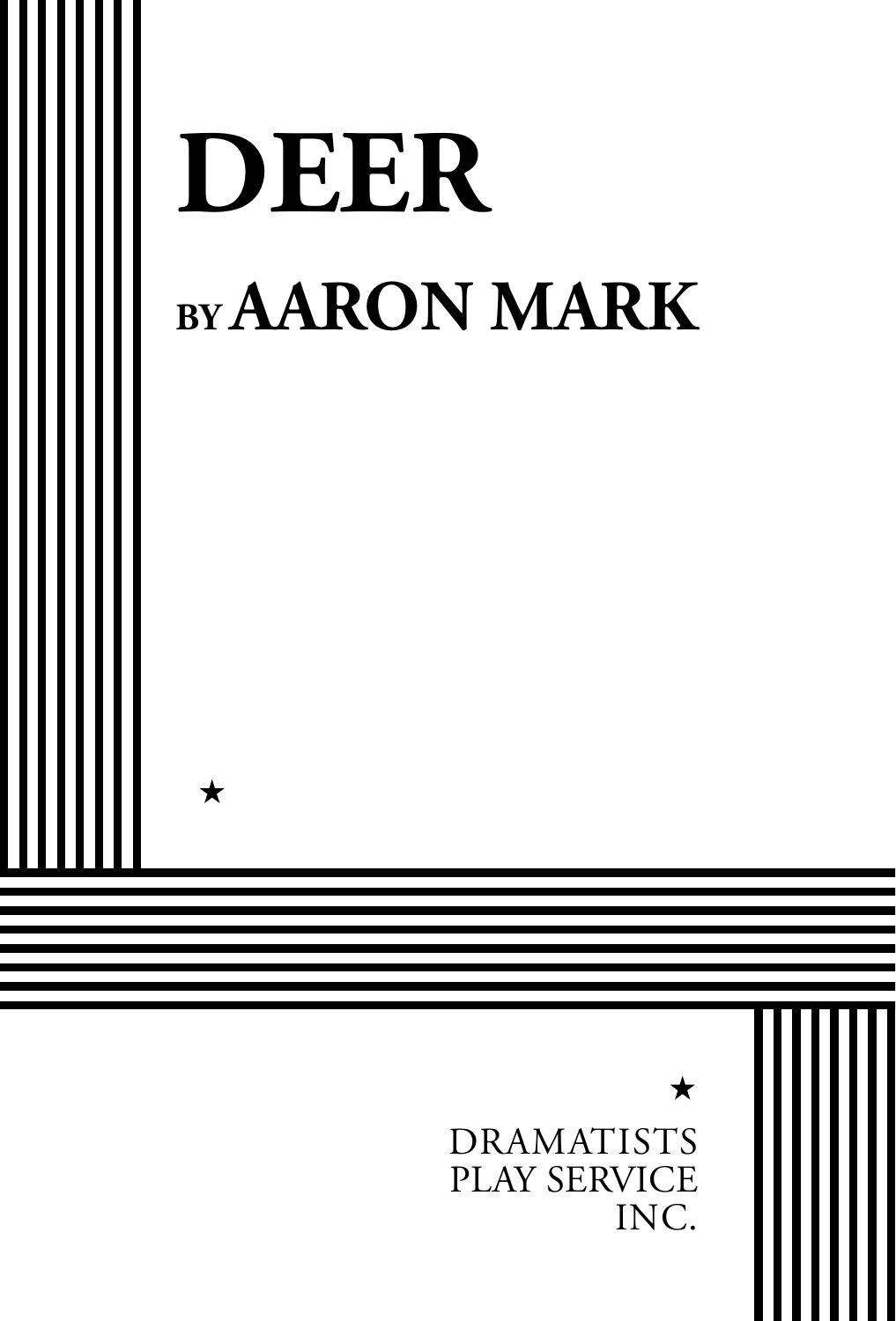# DEER

## BY AARON MARK

★

★

DRAMATISTS
PLAY SERVICE
INC.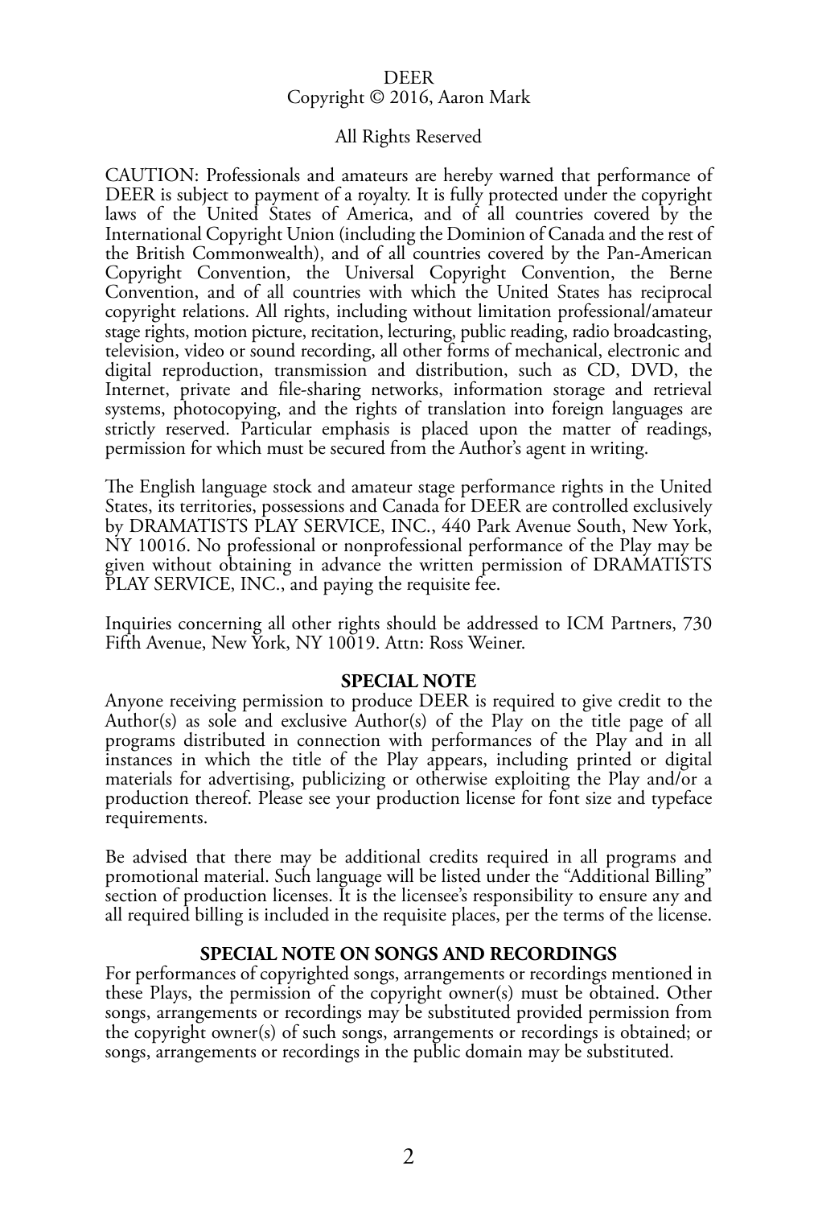DEER
Copyright © 2016, Aaron Mark

All Rights Reserved

CAUTION: Professionals and amateurs are hereby warned that performance of DEER is subject to payment of a royalty. It is fully protected under the copyright laws of the United States of America, and of all countries covered by the International Copyright Union (including the Dominion of Canada and the rest of the British Commonwealth), and of all countries covered by the Pan-American Copyright Convention, the Universal Copyright Convention, the Berne Convention, and of all countries with which the United States has reciprocal copyright relations. All rights, including without limitation professional/amateur stage rights, motion picture, recitation, lecturing, public reading, radio broadcasting, television, video or sound recording, all other forms of mechanical, electronic and digital reproduction, transmission and distribution, such as CD, DVD, the Internet, private and file-sharing networks, information storage and retrieval systems, photocopying, and the rights of translation into foreign languages are strictly reserved. Particular emphasis is placed upon the matter of readings, permission for which must be secured from the Author's agent in writing.

The English language stock and amateur stage performance rights in the United States, its territories, possessions and Canada for DEER are controlled exclusively by DRAMATISTS PLAY SERVICE, INC., 440 Park Avenue South, New York, NY 10016. No professional or nonprofessional performance of the Play may be given without obtaining in advance the written permission of DRAMATISTS PLAY SERVICE, INC., and paying the requisite fee.

Inquiries concerning all other rights should be addressed to ICM Partners, 730 Fifth Avenue, New York, NY 10019. Attn: Ross Weiner.

**SPECIAL NOTE**

Anyone receiving permission to produce DEER is required to give credit to the Author(s) as sole and exclusive Author(s) of the Play on the title page of all programs distributed in connection with performances of the Play and in all instances in which the title of the Play appears, including printed or digital materials for advertising, publicizing or otherwise exploiting the Play and/or a production thereof. Please see your production license for font size and typeface requirements.

Be advised that there may be additional credits required in all programs and promotional material. Such language will be listed under the "Additional Billing" section of production licenses. It is the licensee's responsibility to ensure any and all required billing is included in the requisite places, per the terms of the license.

**SPECIAL NOTE ON SONGS AND RECORDINGS**

For performances of copyrighted songs, arrangements or recordings mentioned in these Plays, the permission of the copyright owner(s) must be obtained. Other songs, arrangements or recordings may be substituted provided permission from the copyright owner(s) of such songs, arrangements or recordings is obtained; or songs, arrangements or recordings in the public domain may be substituted.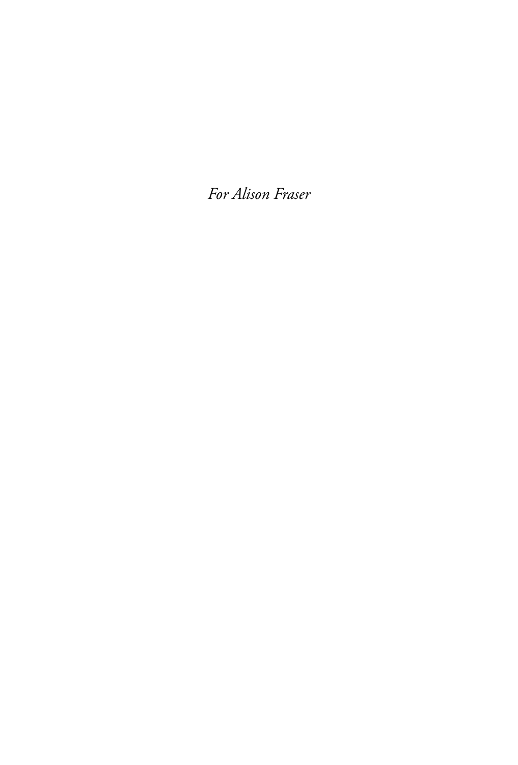*For Alison Fraser*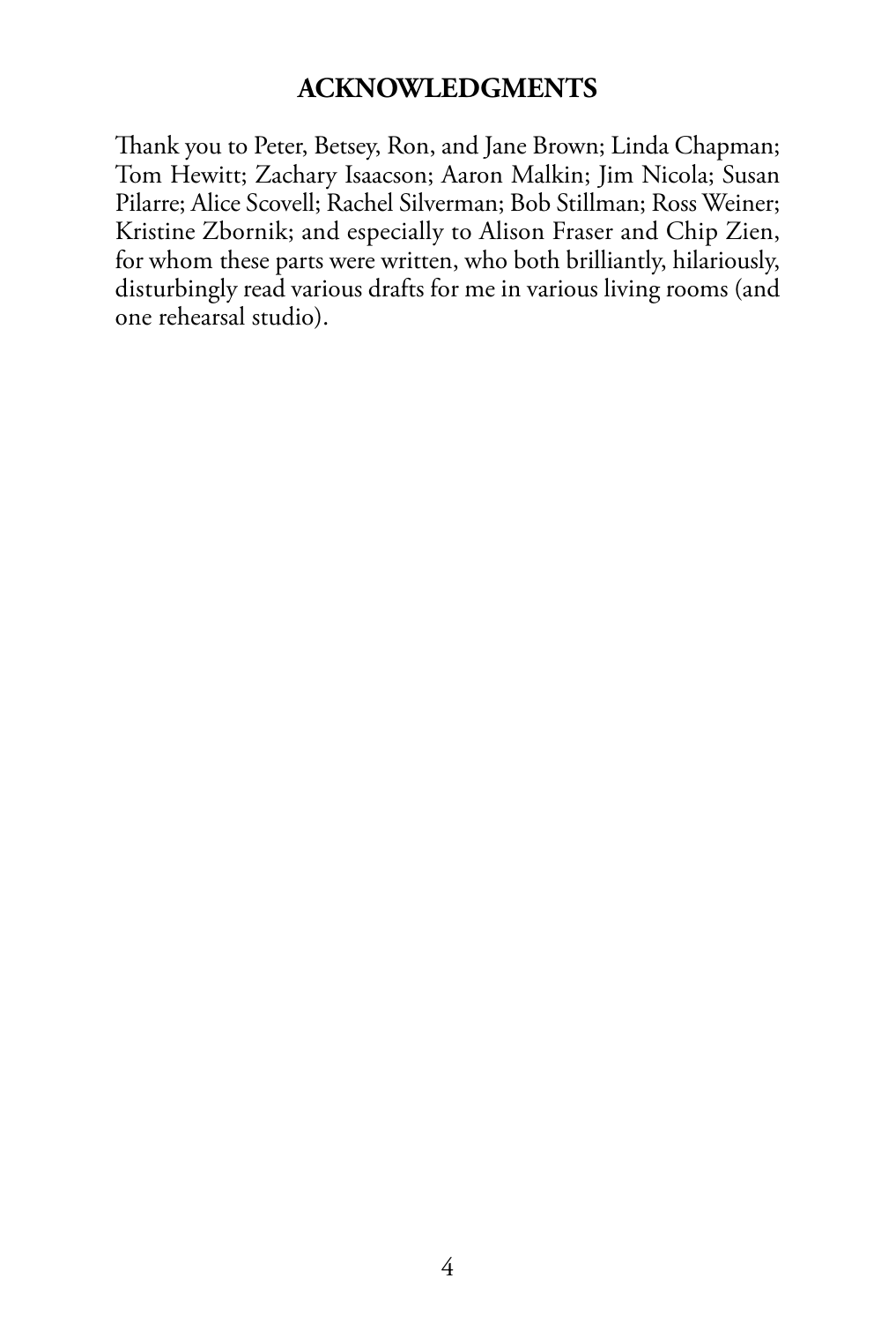## ACKNOWLEDGMENTS

Thank you to Peter, Betsey, Ron, and Jane Brown; Linda Chapman; Tom Hewitt; Zachary Isaacson; Aaron Malkin; Jim Nicola; Susan Pilarre; Alice Scovell; Rachel Silverman; Bob Stillman; Ross Weiner; Kristine Zbornik; and especially to Alison Fraser and Chip Zien, for whom these parts were written, who both brilliantly, hilariously, disturbingly read various drafts for me in various living rooms (and one rehearsal studio).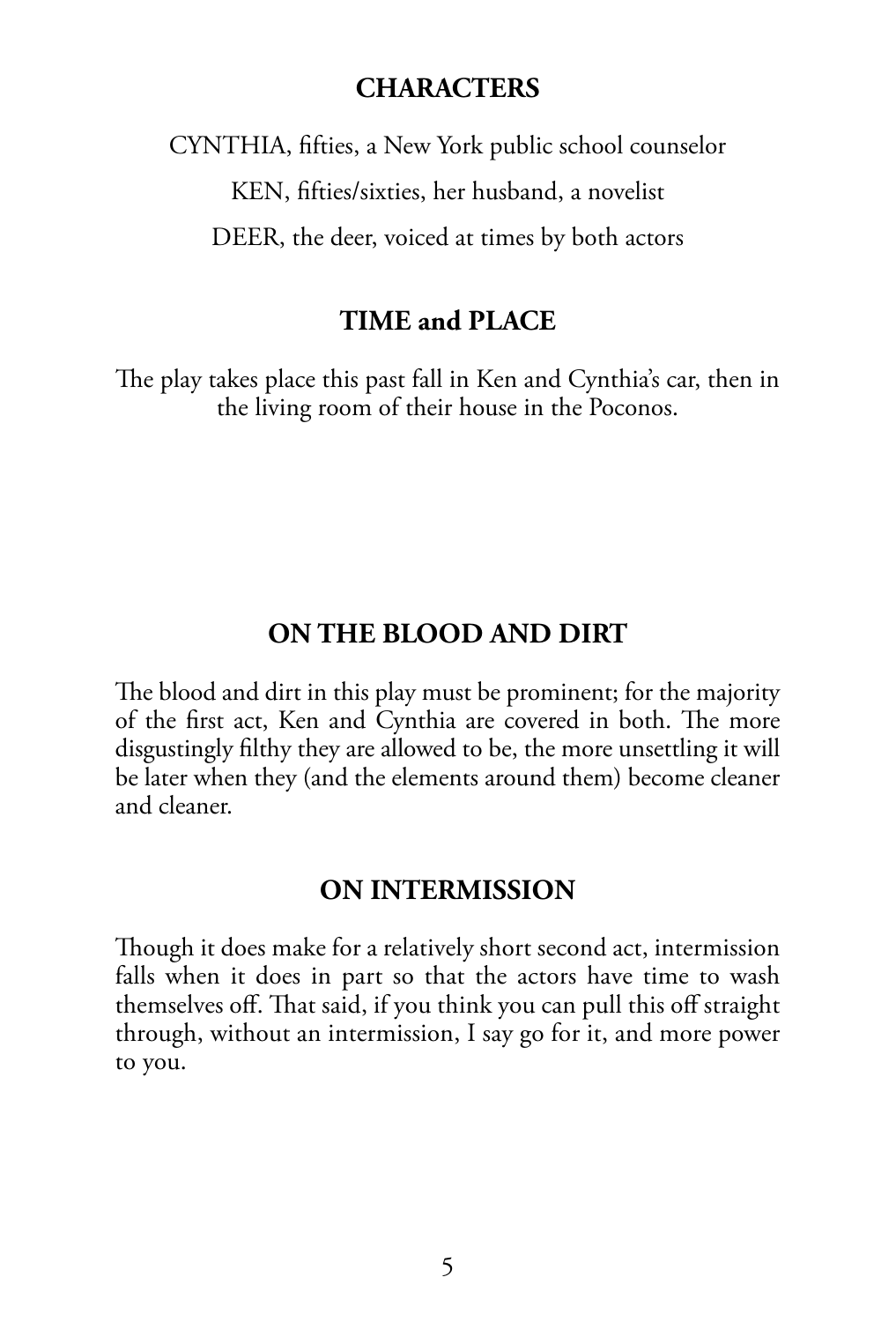## CHARACTERS

CYNTHIA, fifties, a New York public school counselor

KEN, fifties/sixties, her husband, a novelist

DEER, the deer, voiced at times by both actors

## TIME and PLACE

The play takes place this past fall in Ken and Cynthia's car, then in the living room of their house in the Poconos.

## ON THE BLOOD AND DIRT

The blood and dirt in this play must be prominent; for the majority of the first act, Ken and Cynthia are covered in both. The more disgustingly filthy they are allowed to be, the more unsettling it will be later when they (and the elements around them) become cleaner and cleaner.

## ON INTERMISSION

Though it does make for a relatively short second act, intermission falls when it does in part so that the actors have time to wash themselves off. That said, if you think you can pull this off straight through, without an intermission, I say go for it, and more power to you.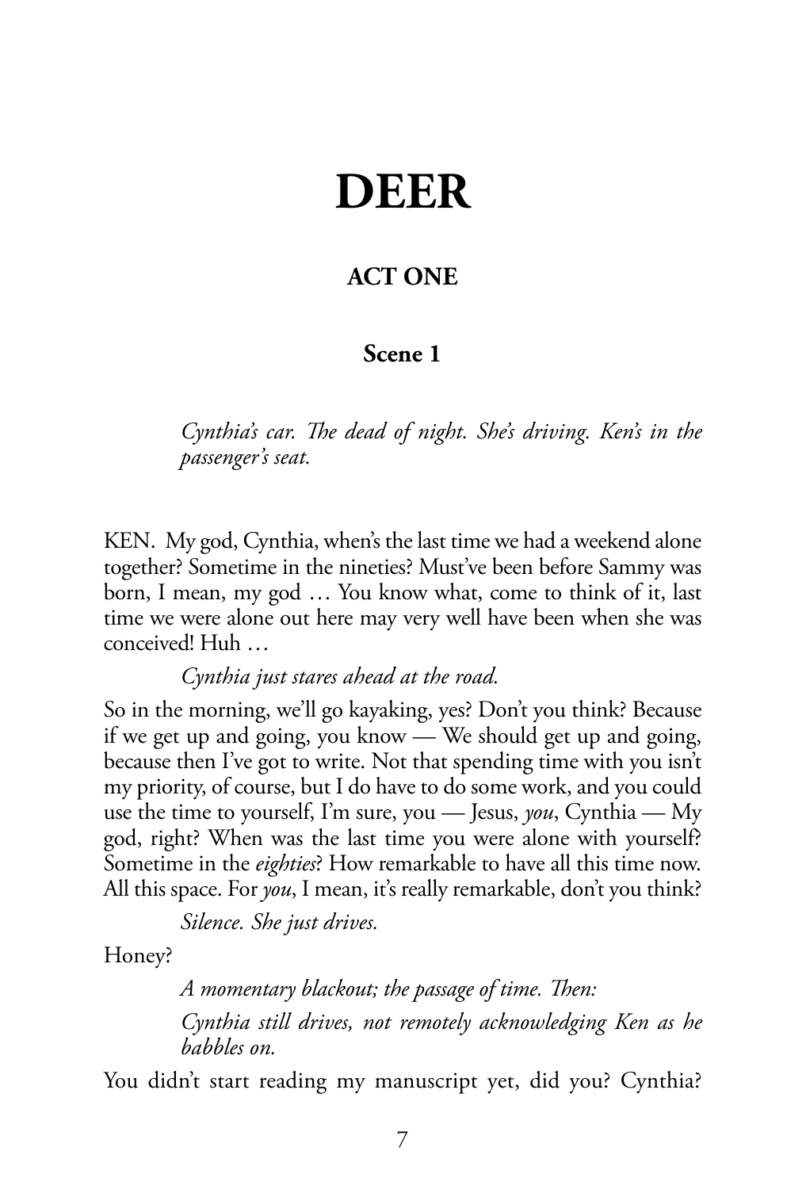# DEER

## ACT ONE

### Scene 1

*Cynthia's car. The dead of night. She's driving. Ken's in the passenger's seat.*

KEN. My god, Cynthia, when's the last time we had a weekend alone together? Sometime in the nineties? Must've been before Sammy was born, I mean, my god … You know what, come to think of it, last time we were alone out here may very well have been when she was conceived! Huh …

*Cynthia just stares ahead at the road.*

So in the morning, we'll go kayaking, yes? Don't you think? Because if we get up and going, you know — We should get up and going, because then I've got to write. Not that spending time with you isn't my priority, of course, but I do have to do some work, and you could use the time to yourself, I'm sure, you — Jesus, *you*, Cynthia — My god, right? When was the last time you were alone with yourself? Sometime in the *eighties*? How remarkable to have all this time now. All this space. For *you*, I mean, it's really remarkable, don't you think?

*Silence. She just drives.*

Honey?

*A momentary blackout; the passage of time. Then:*

*Cynthia still drives, not remotely acknowledging Ken as he babbles on.*

You didn't start reading my manuscript yet, did you? Cynthia?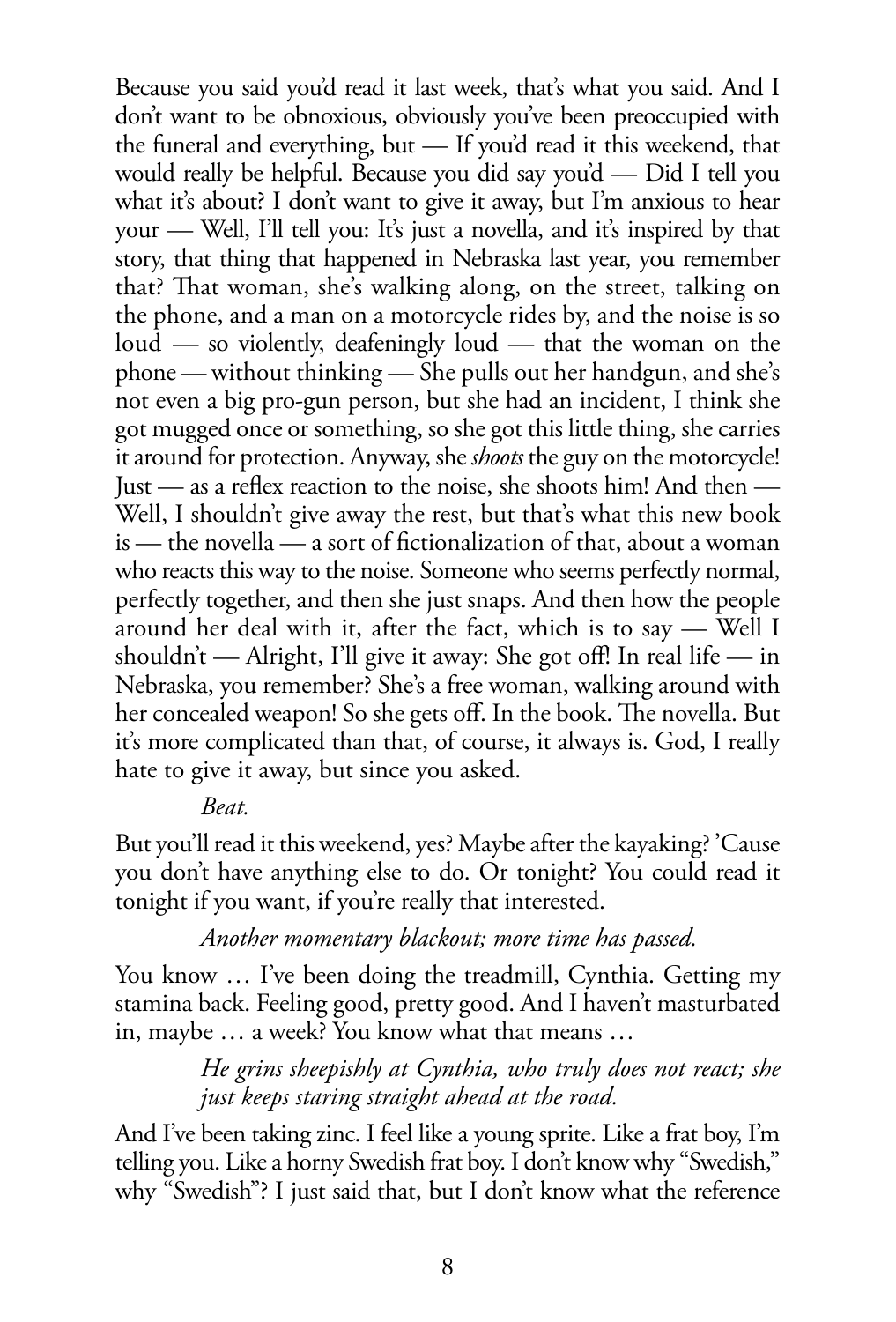Because you said you'd read it last week, that's what you said. And I don't want to be obnoxious, obviously you've been preoccupied with the funeral and everything, but — If you'd read it this weekend, that would really be helpful. Because you did say you'd — Did I tell you what it's about? I don't want to give it away, but I'm anxious to hear your — Well, I'll tell you: It's just a novella, and it's inspired by that story, that thing that happened in Nebraska last year, you remember that? That woman, she's walking along, on the street, talking on the phone, and a man on a motorcycle rides by, and the noise is so loud — so violently, deafeningly loud — that the woman on the phone — without thinking — She pulls out her handgun, and she's not even a big pro-gun person, but she had an incident, I think she got mugged once or something, so she got this little thing, she carries it around for protection. Anyway, she *shoots* the guy on the motorcycle! Just — as a reflex reaction to the noise, she shoots him! And then — Well, I shouldn't give away the rest, but that's what this new book is — the novella — a sort of fictionalization of that, about a woman who reacts this way to the noise. Someone who seems perfectly normal, perfectly together, and then she just snaps. And then how the people around her deal with it, after the fact, which is to say — Well I shouldn't — Alright, I'll give it away: She got off! In real life — in Nebraska, you remember? She's a free woman, walking around with her concealed weapon! So she gets off. In the book. The novella. But it's more complicated than that, of course, it always is. God, I really hate to give it away, but since you asked.

*Beat.*

But you'll read it this weekend, yes? Maybe after the kayaking? 'Cause you don't have anything else to do. Or tonight? You could read it tonight if you want, if you're really that interested.

*Another momentary blackout; more time has passed.*

You know … I've been doing the treadmill, Cynthia. Getting my stamina back. Feeling good, pretty good. And I haven't masturbated in, maybe … a week? You know what that means …

*He grins sheepishly at Cynthia, who truly does not react; she just keeps staring straight ahead at the road.*

And I've been taking zinc. I feel like a young sprite. Like a frat boy, I'm telling you. Like a horny Swedish frat boy. I don't know why "Swedish," why "Swedish"? I just said that, but I don't know what the reference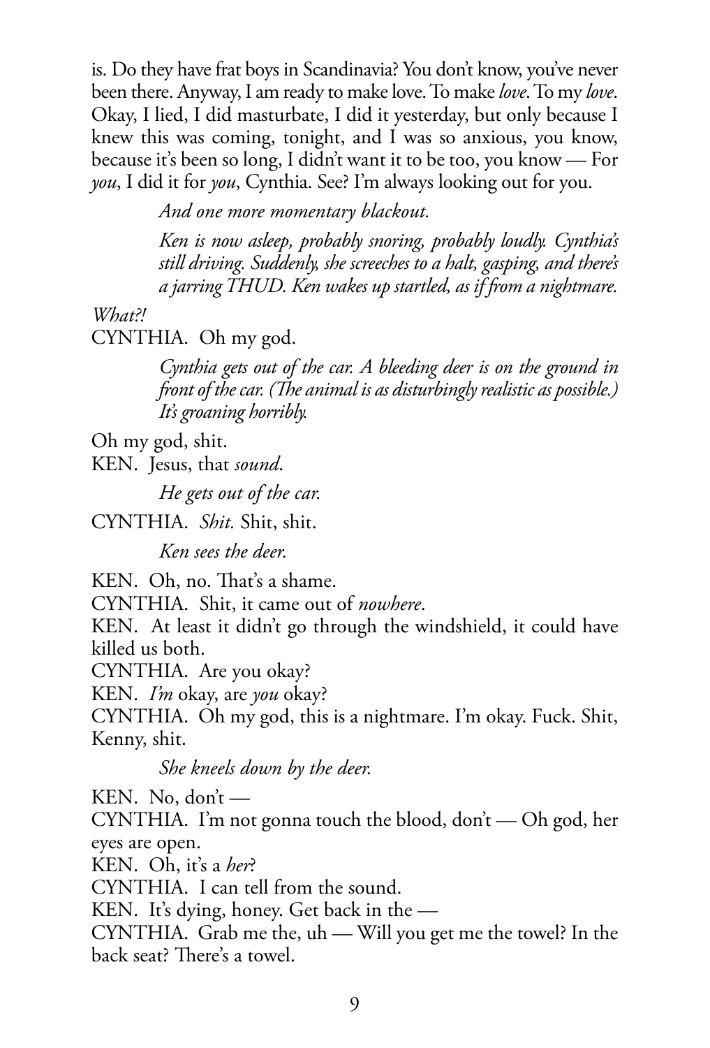is. Do they have frat boys in Scandinavia? You don't know, you've never been there. Anyway, I am ready to make love. To make *love*. To my *love*. Okay, I lied, I did masturbate, I did it yesterday, but only because I knew this was coming, tonight, and I was so anxious, you know, because it's been so long, I didn't want it to be too, you know — For *you*, I did it for *you*, Cynthia. See? I'm always looking out for you.

*And one more momentary blackout.*

*Ken is now asleep, probably snoring, probably loudly. Cynthia's still driving. Suddenly, she screeches to a halt, gasping, and there's a jarring THUD. Ken wakes up startled, as if from a nightmare.*

*What?!*

CYNTHIA. Oh my god.

*Cynthia gets out of the car. A bleeding deer is on the ground in front of the car. (The animal is as disturbingly realistic as possible.) It's groaning horribly.*

Oh my god, shit.

KEN. Jesus, that *sound*.

*He gets out of the car.*

CYNTHIA. *Shit.* Shit, shit.

*Ken sees the deer.*

KEN. Oh, no. That's a shame.

CYNTHIA. Shit, it came out of *nowhere*.

KEN. At least it didn't go through the windshield, it could have killed us both.

CYNTHIA. Are you okay?

KEN. *I'm* okay, are *you* okay?

CYNTHIA. Oh my god, this is a nightmare. I'm okay. Fuck. Shit, Kenny, shit.

*She kneels down by the deer.*

KEN. No, don't —

CYNTHIA. I'm not gonna touch the blood, don't — Oh god, her eyes are open.

KEN. Oh, it's a *her*?

CYNTHIA. I can tell from the sound.

KEN. It's dying, honey. Get back in the —

CYNTHIA. Grab me the, uh — Will you get me the towel? In the back seat? There's a towel.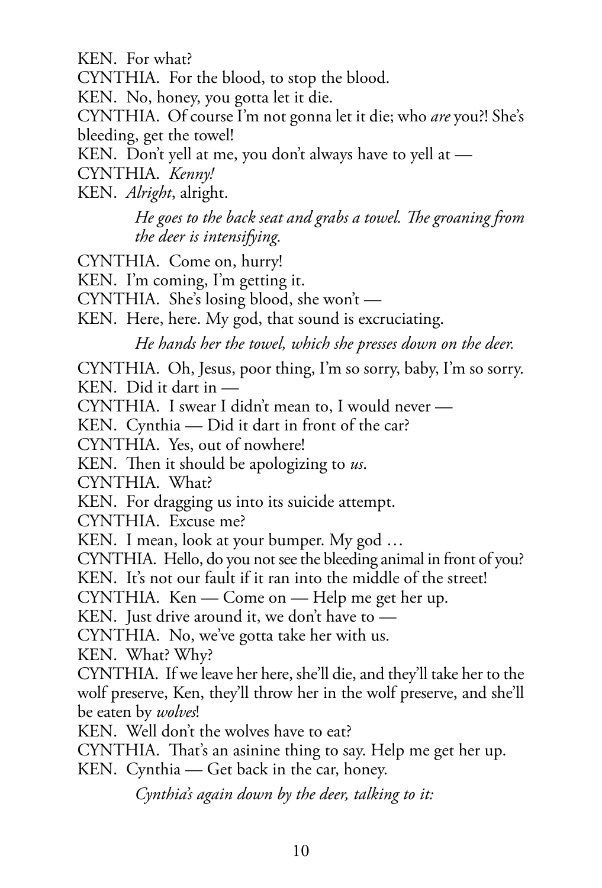KEN. For what?

CYNTHIA. For the blood, to stop the blood.

KEN. No, honey, you gotta let it die.

CYNTHIA. Of course I'm not gonna let it die; who *are* you?! She's bleeding, get the towel!

KEN. Don't yell at me, you don't always have to yell at —

CYNTHIA. *Kenny!*

KEN. *Alright*, alright.

> *He goes to the back seat and grabs a towel. The groaning from the deer is intensifying.*

CYNTHIA. Come on, hurry!

KEN. I'm coming, I'm getting it.

CYNTHIA. She's losing blood, she won't —

KEN. Here, here. My god, that sound is excruciating.

> *He hands her the towel, which she presses down on the deer.*

CYNTHIA. Oh, Jesus, poor thing, I'm so sorry, baby, I'm so sorry.

KEN. Did it dart in —

CYNTHIA. I swear I didn't mean to, I would never —

KEN. Cynthia — Did it dart in front of the car?

CYNTHIA. Yes, out of nowhere!

KEN. Then it should be apologizing to *us*.

CYNTHIA. What?

KEN. For dragging us into its suicide attempt.

CYNTHIA. Excuse me?

KEN. I mean, look at your bumper. My god …

CYNTHIA. Hello, do you not see the bleeding animal in front of you?

KEN. It's not our fault if it ran into the middle of the street!

CYNTHIA. Ken — Come on — Help me get her up.

KEN. Just drive around it, we don't have to —

CYNTHIA. No, we've gotta take her with us.

KEN. What? Why?

CYNTHIA. If we leave her here, she'll die, and they'll take her to the wolf preserve, Ken, they'll throw her in the wolf preserve, and she'll be eaten by *wolves*!

KEN. Well don't the wolves have to eat?

CYNTHIA. That's an asinine thing to say. Help me get her up.

KEN. Cynthia — Get back in the car, honey.

> *Cynthia's again down by the deer, talking to it:*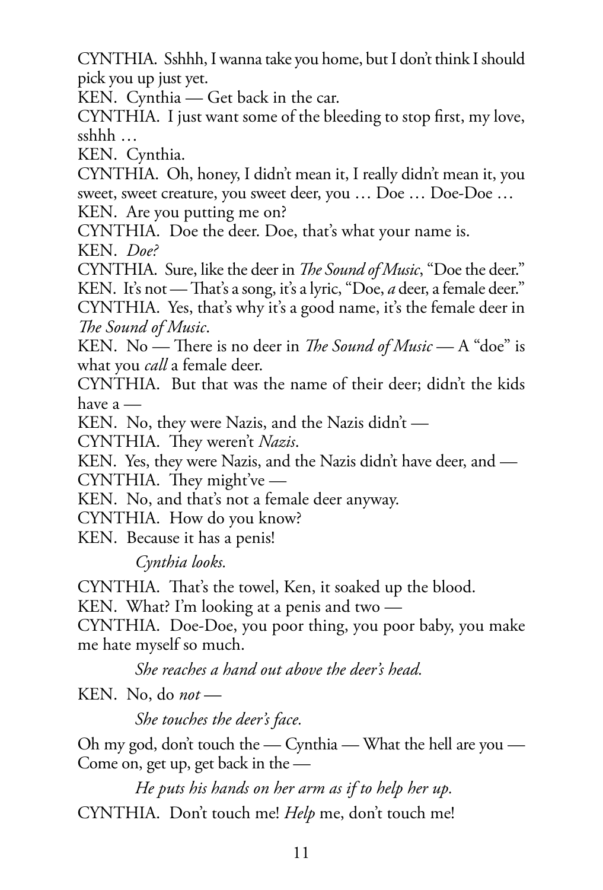CYNTHIA. Sshhh, I wanna take you home, but I don't think I should pick you up just yet.

KEN. Cynthia — Get back in the car.

CYNTHIA. I just want some of the bleeding to stop first, my love, sshhh …

KEN. Cynthia.

CYNTHIA. Oh, honey, I didn't mean it, I really didn't mean it, you sweet, sweet creature, you sweet deer, you … Doe … Doe-Doe …

KEN. Are you putting me on?

CYNTHIA. Doe the deer. Doe, that's what your name is.

KEN. *Doe?*

CYNTHIA. Sure, like the deer in *The Sound of Music*, "Doe the deer."

KEN. It's not — That's a song, it's a lyric, "Doe, *a* deer, a female deer."

CYNTHIA. Yes, that's why it's a good name, it's the female deer in *The Sound of Music*.

KEN. No — There is no deer in *The Sound of Music* — A "doe" is what you *call* a female deer.

CYNTHIA. But that was the name of their deer; didn't the kids have a —

KEN. No, they were Nazis, and the Nazis didn't —

CYNTHIA. They weren't *Nazis*.

KEN. Yes, they were Nazis, and the Nazis didn't have deer, and —

CYNTHIA. They might've —

KEN. No, and that's not a female deer anyway.

CYNTHIA. How do you know?

KEN. Because it has a penis!

*Cynthia looks.*

CYNTHIA. That's the towel, Ken, it soaked up the blood.

KEN. What? I'm looking at a penis and two —

CYNTHIA. Doe-Doe, you poor thing, you poor baby, you make me hate myself so much.

*She reaches a hand out above the deer's head.*

KEN. No, do *not* —

*She touches the deer's face.*

Oh my god, don't touch the — Cynthia — What the hell are you — Come on, get up, get back in the —

*He puts his hands on her arm as if to help her up.*

CYNTHIA. Don't touch me! *Help* me, don't touch me!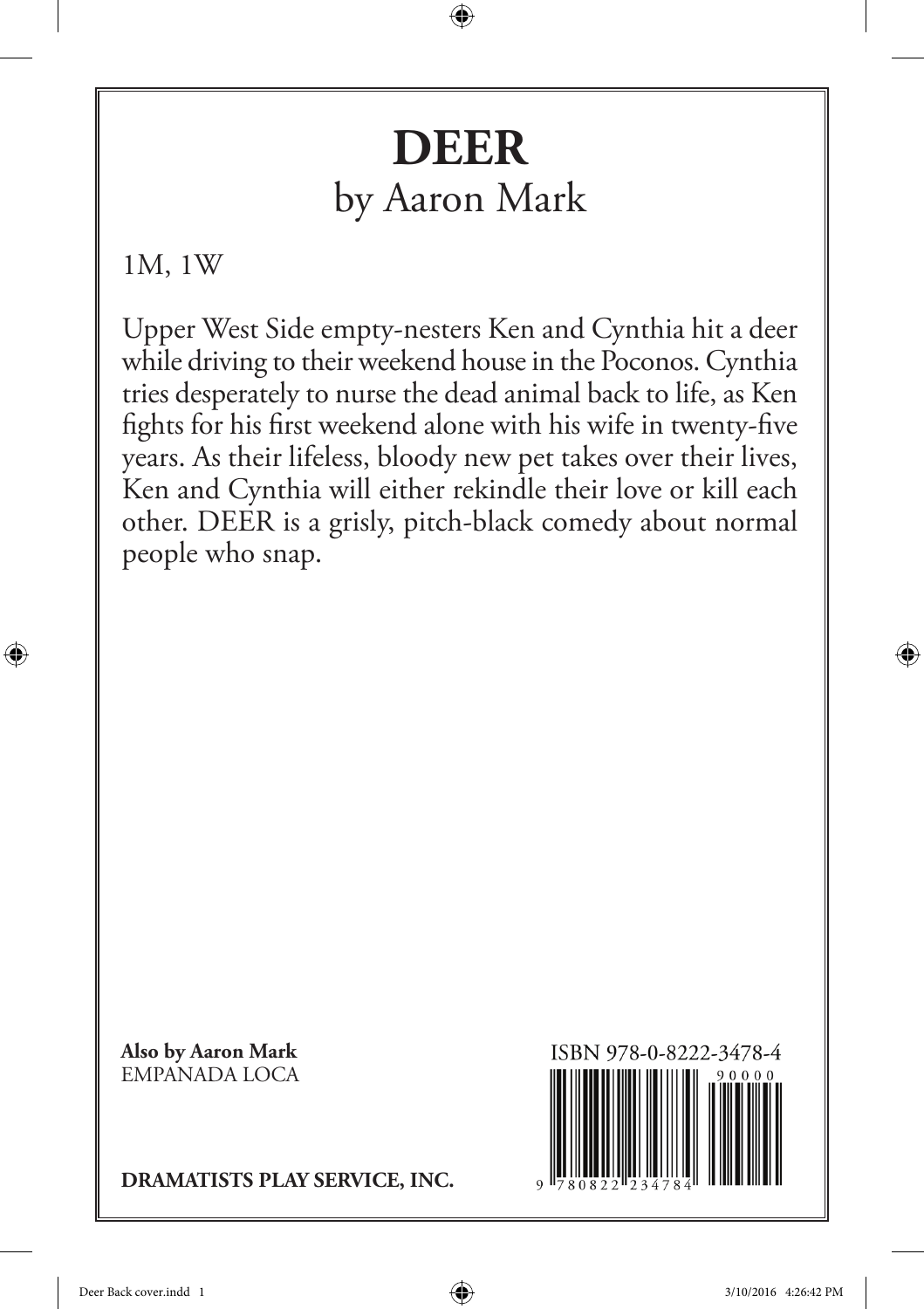# DEER

## by Aaron Mark

1M, 1W

Upper West Side empty-nesters Ken and Cynthia hit a deer while driving to their weekend house in the Poconos. Cynthia tries desperately to nurse the dead animal back to life, as Ken fights for his first weekend alone with his wife in twenty-five years. As their lifeless, bloody new pet takes over their lives, Ken and Cynthia will either rekindle their love or kill each other. DEER is a grisly, pitch-black comedy about normal people who snap.

**Also by Aaron Mark**
EMPANADA LOCA

ISBN 978-0-8222-3478-4

**DRAMATISTS PLAY SERVICE, INC.**